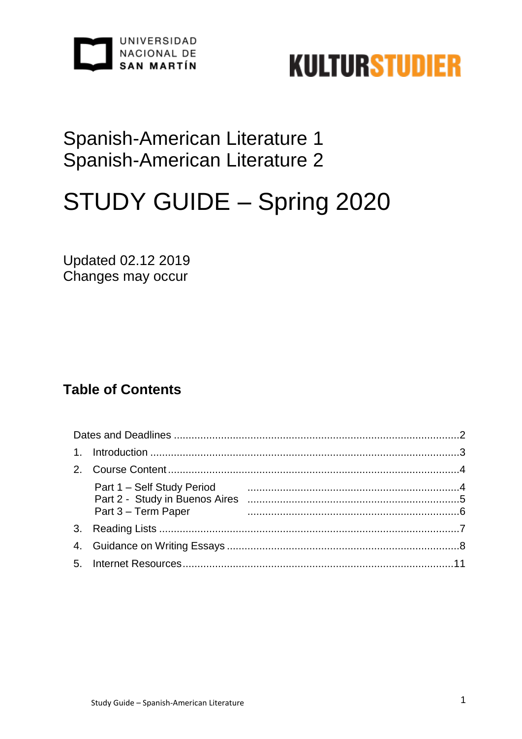UNIVERSIDAD NACIONAL DE SAN MARTÍN

KULTURSTUDIER

# Spanish-American Literature 1
# Spanish-American Literature 2

# STUDY GUIDE – Spring 2020

Updated 02.12 2019
Changes may occur

## Table of Contents

Dates and Deadlines ....................................................................................2

1. Introduction ....................................................................................3
2. Course Content ....................................................................................4
   - Part 1 – Self Study Period ....................................................................4
   - Part 2 - Study in Buenos Aires ....................................................................5
   - Part 3 – Term Paper ....................................................................6
3. Reading Lists ....................................................................................7
4. Guidance on Writing Essays ....................................................................8
5. Internet Resources ....................................................................................11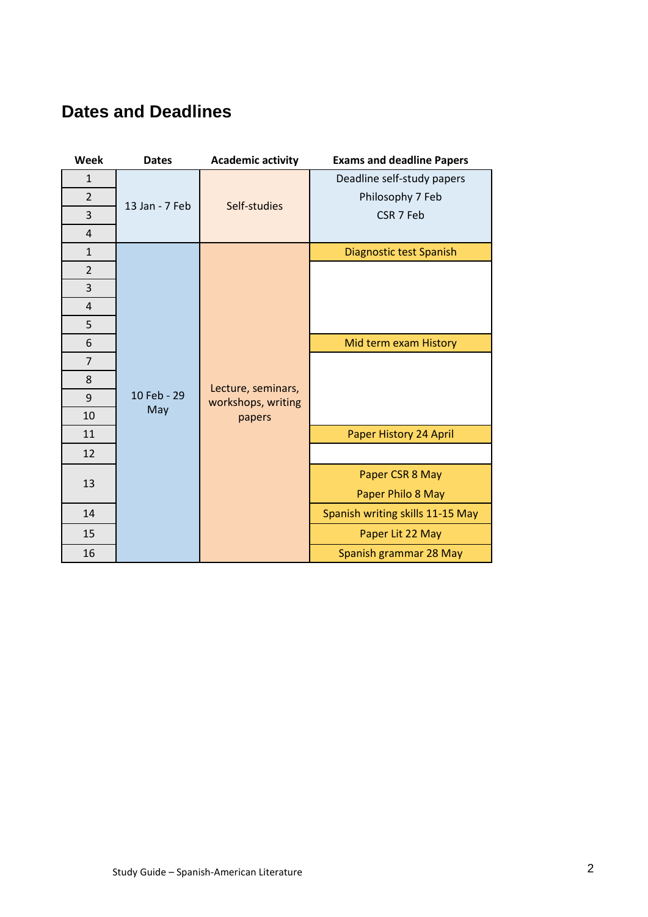## Dates and Deadlines

| Week | Dates | Academic activity | Exams and deadline Papers |
|---|---|---|---|
| 1 | 13 Jan - 7 Feb | Self-studies | Deadline self-study papers<br>Philosophy 7 Feb<br>CSR 7 Feb |
| 2 | | | |
| 3 | | | |
| 4 | | | |
| 1 | 10 Feb - 29 May | Lecture, seminars, workshops, writing papers | Diagnostic test Spanish |
| 2 | | | |
| 3 | | | |
| 4 | | | |
| 5 | | | |
| 6 | | | Mid term exam History |
| 7 | | | |
| 8 | | | |
| 9 | | | |
| 10 | | | |
| 11 | | | Paper History 24 April |
| 12 | | | |
| 13 | | | Paper CSR 8 May<br>Paper Philo 8 May |
| 14 | | | Spanish writing skills 11-15 May |
| 15 | | | Paper Lit 22 May |
| 16 | | | Spanish grammar 28 May |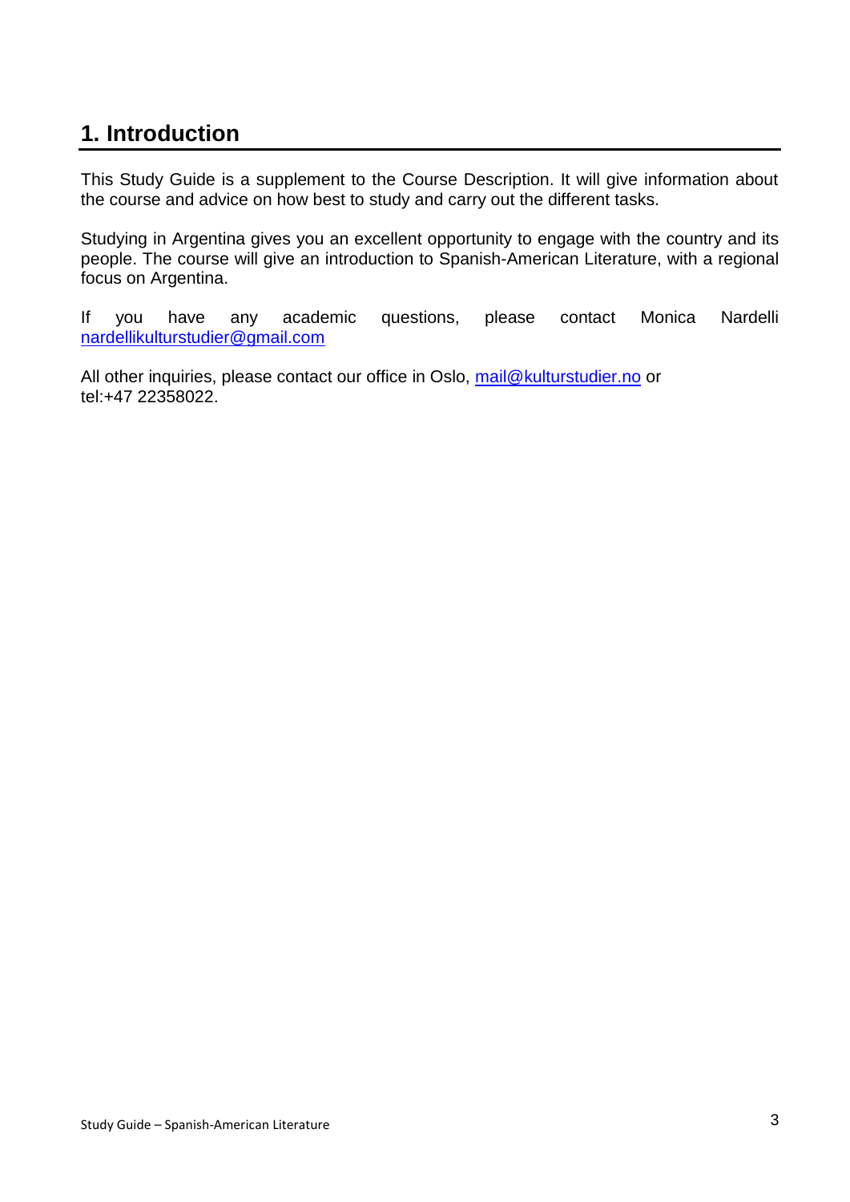## 1. Introduction

This Study Guide is a supplement to the Course Description. It will give information about the course and advice on how best to study and carry out the different tasks.

Studying in Argentina gives you an excellent opportunity to engage with the country and its people. The course will give an introduction to Spanish-American Literature, with a regional focus on Argentina.

If you have any academic questions, please contact Monica Nardelli nardellikulturstudier@gmail.com

All other inquiries, please contact our office in Oslo, mail@kulturstudier.no or tel:+47 22358022.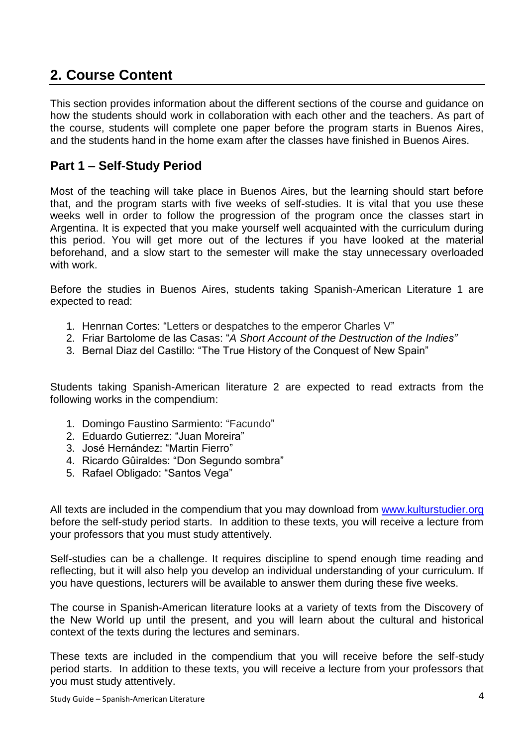## 2. Course Content

This section provides information about the different sections of the course and guidance on how the students should work in collaboration with each other and the teachers. As part of the course, students will complete one paper before the program starts in Buenos Aires, and the students hand in the home exam after the classes have finished in Buenos Aires.

### Part 1 – Self-Study Period

Most of the teaching will take place in Buenos Aires, but the learning should start before that, and the program starts with five weeks of self-studies. It is vital that you use these weeks well in order to follow the progression of the program once the classes start in Argentina. It is expected that you make yourself well acquainted with the curriculum during this period. You will get more out of the lectures if you have looked at the material beforehand, and a slow start to the semester will make the stay unnecessary overloaded with work.

Before the studies in Buenos Aires, students taking Spanish-American Literature 1 are expected to read:

1. Henrnan Cortes: "Letters or despatches to the emperor Charles V"
2. Friar Bartolome de las Casas: "*A Short Account of the Destruction of the Indies"*
3. Bernal Diaz del Castillo: "The True History of the Conquest of New Spain"

Students taking Spanish-American literature 2 are expected to read extracts from the following works in the compendium:

1. Domingo Faustino Sarmiento: "Facundo"
2. Eduardo Gutierrez: "Juan Moreira"
3. José Hernández: "Martin Fierro"
4. Ricardo Gûiraldes: "Don Segundo sombra"
5. Rafael Obligado: "Santos Vega"

All texts are included in the compendium that you may download from [www.kulturstudier.org](www.kulturstudier.org) before the self-study period starts. In addition to these texts, you will receive a lecture from your professors that you must study attentively.

Self-studies can be a challenge. It requires discipline to spend enough time reading and reflecting, but it will also help you develop an individual understanding of your curriculum. If you have questions, lecturers will be available to answer them during these five weeks.

The course in Spanish-American literature looks at a variety of texts from the Discovery of the New World up until the present, and you will learn about the cultural and historical context of the texts during the lectures and seminars.

These texts are included in the compendium that you will receive before the self-study period starts. In addition to these texts, you will receive a lecture from your professors that you must study attentively.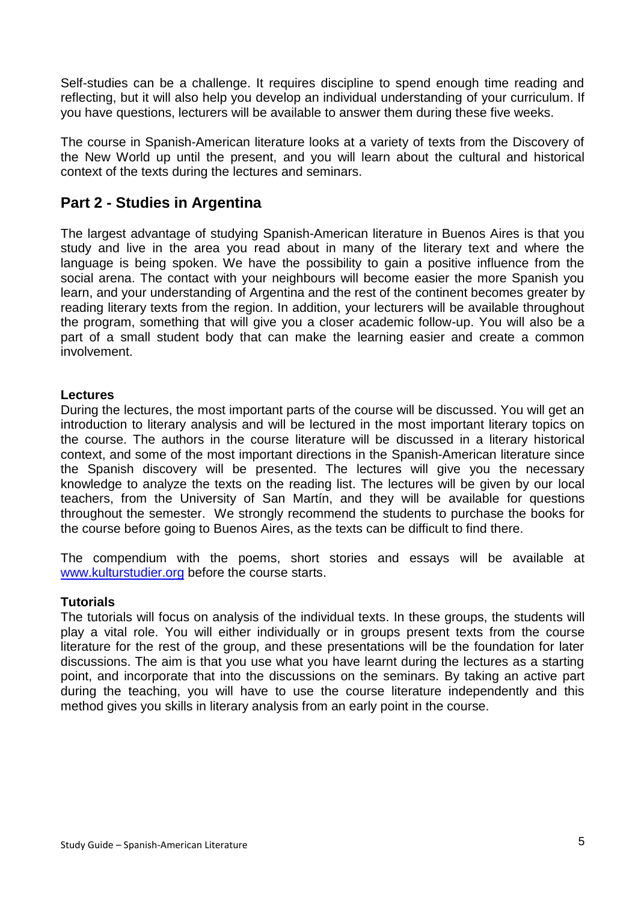Self-studies can be a challenge. It requires discipline to spend enough time reading and reflecting, but it will also help you develop an individual understanding of your curriculum. If you have questions, lecturers will be available to answer them during these five weeks.

The course in Spanish-American literature looks at a variety of texts from the Discovery of the New World up until the present, and you will learn about the cultural and historical context of the texts during the lectures and seminars.

## Part 2 - Studies in Argentina

The largest advantage of studying Spanish-American literature in Buenos Aires is that you study and live in the area you read about in many of the literary text and where the language is being spoken. We have the possibility to gain a positive influence from the social arena. The contact with your neighbours will become easier the more Spanish you learn, and your understanding of Argentina and the rest of the continent becomes greater by reading literary texts from the region. In addition, your lecturers will be available throughout the program, something that will give you a closer academic follow-up. You will also be a part of a small student body that can make the learning easier and create a common involvement.

**Lectures**

During the lectures, the most important parts of the course will be discussed. You will get an introduction to literary analysis and will be lectured in the most important literary topics on the course. The authors in the course literature will be discussed in a literary historical context, and some of the most important directions in the Spanish-American literature since the Spanish discovery will be presented. The lectures will give you the necessary knowledge to analyze the texts on the reading list. The lectures will be given by our local teachers, from the University of San Martín, and they will be available for questions throughout the semester. We strongly recommend the students to purchase the books for the course before going to Buenos Aires, as the texts can be difficult to find there.

The compendium with the poems, short stories and essays will be available at [www.kulturstudier.org](www.kulturstudier.org) before the course starts.

**Tutorials**

The tutorials will focus on analysis of the individual texts. In these groups, the students will play a vital role. You will either individually or in groups present texts from the course literature for the rest of the group, and these presentations will be the foundation for later discussions. The aim is that you use what you have learnt during the lectures as a starting point, and incorporate that into the discussions on the seminars. By taking an active part during the teaching, you will have to use the course literature independently and this method gives you skills in literary analysis from an early point in the course.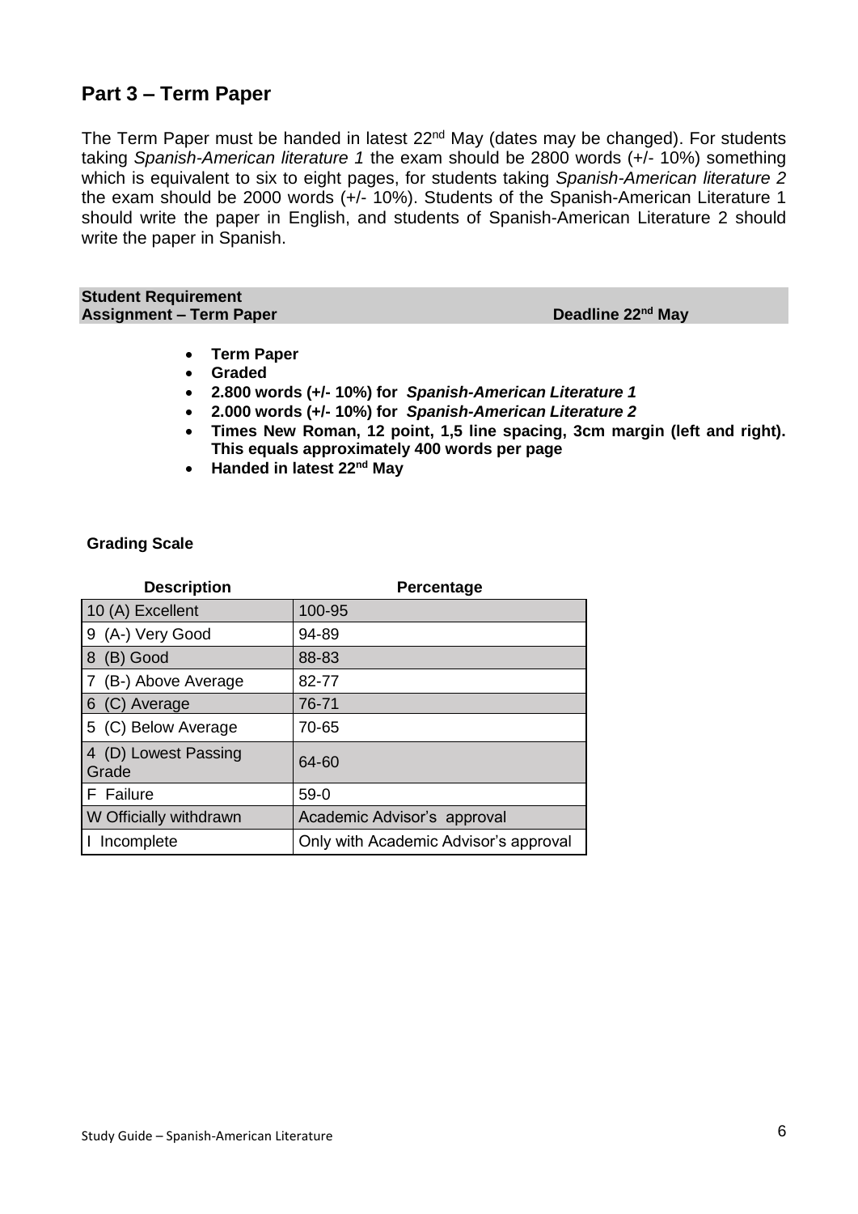## Part 3 – Term Paper

The Term Paper must be handed in latest 22nd May (dates may be changed). For students taking *Spanish-American literature 1* the exam should be 2800 words (+/- 10%) something which is equivalent to six to eight pages, for students taking *Spanish-American literature 2* the exam should be 2000 words (+/- 10%). Students of the Spanish-American Literature 1 should write the paper in English, and students of Spanish-American Literature 2 should write the paper in Spanish.

| **Student Requirement** **Assignment – Term Paper** | **Deadline 22nd May** |
|---|---|

- **Term Paper**
- **Graded**
- **2.800 words (+/- 10%) for** ***Spanish-American Literature 1***
- **2.000 words (+/- 10%) for** ***Spanish-American Literature 2***
- **Times New Roman, 12 point, 1,5 line spacing, 3cm margin (left and right). This equals approximately 400 words per page**
- **Handed in latest 22nd May**

**Grading Scale**

| Description | Percentage |
|---|---|
| 10 (A) Excellent | 100-95 |
| 9 (A-) Very Good | 94-89 |
| 8 (B) Good | 88-83 |
| 7 (B-) Above Average | 82-77 |
| 6 (C) Average | 76-71 |
| 5 (C) Below Average | 70-65 |
| 4 (D) Lowest Passing Grade | 64-60 |
| F Failure | 59-0 |
| W Officially withdrawn | Academic Advisor's approval |
| I Incomplete | Only with Academic Advisor's approval |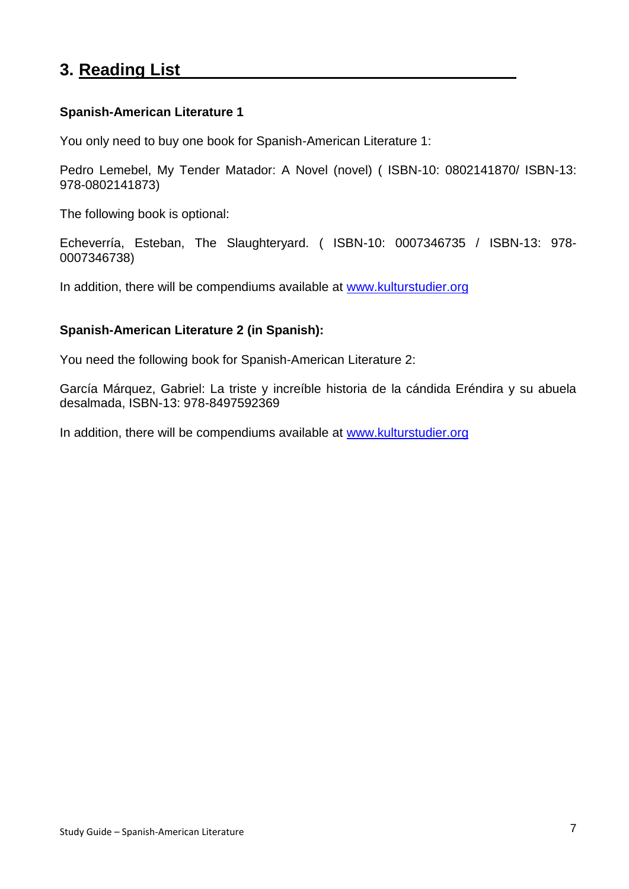## 3. Reading List

**Spanish-American Literature 1**

You only need to buy one book for Spanish-American Literature 1:

Pedro Lemebel, My Tender Matador: A Novel (novel) ( ISBN-10: 0802141870/ ISBN-13: 978-0802141873)

The following book is optional:

Echeverría, Esteban, The Slaughteryard. ( ISBN-10: 0007346735 / ISBN-13: 978-0007346738)

In addition, there will be compendiums available at www.kulturstudier.org

**Spanish-American Literature 2 (in Spanish):**

You need the following book for Spanish-American Literature 2:

García Márquez, Gabriel: La triste y increíble historia de la cándida Eréndira y su abuela desalmada, ISBN-13: 978-8497592369

In addition, there will be compendiums available at www.kulturstudier.org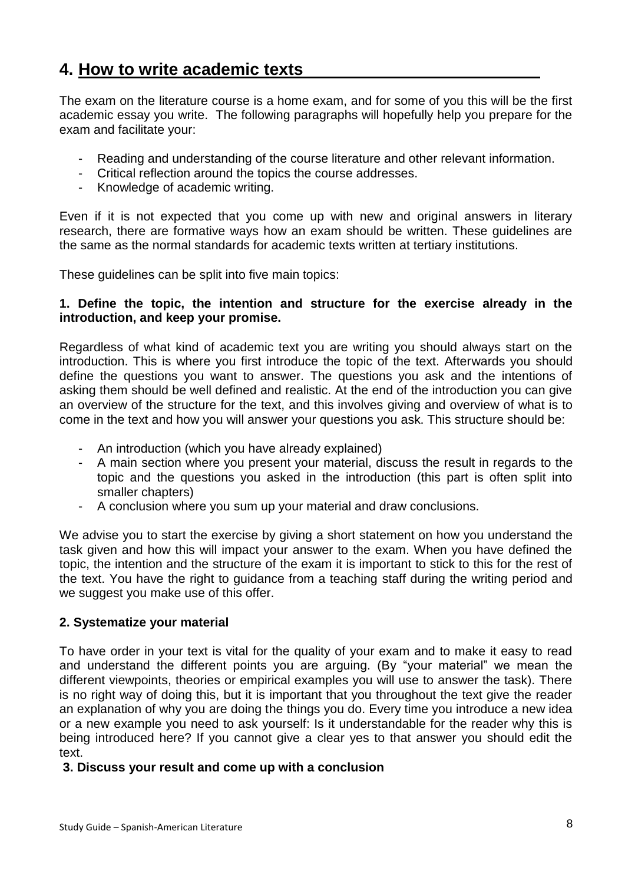## 4. How to write academic texts

The exam on the literature course is a home exam, and for some of you this will be the first academic essay you write. The following paragraphs will hopefully help you prepare for the exam and facilitate your:

- Reading and understanding of the course literature and other relevant information.
- Critical reflection around the topics the course addresses.
- Knowledge of academic writing.

Even if it is not expected that you come up with new and original answers in literary research, there are formative ways how an exam should be written. These guidelines are the same as the normal standards for academic texts written at tertiary institutions.

These guidelines can be split into five main topics:

**1. Define the topic, the intention and structure for the exercise already in the introduction, and keep your promise.**

Regardless of what kind of academic text you are writing you should always start on the introduction. This is where you first introduce the topic of the text. Afterwards you should define the questions you want to answer. The questions you ask and the intentions of asking them should be well defined and realistic. At the end of the introduction you can give an overview of the structure for the text, and this involves giving and overview of what is to come in the text and how you will answer your questions you ask. This structure should be:

- An introduction (which you have already explained)
- A main section where you present your material, discuss the result in regards to the topic and the questions you asked in the introduction (this part is often split into smaller chapters)
- A conclusion where you sum up your material and draw conclusions.

We advise you to start the exercise by giving a short statement on how you understand the task given and how this will impact your answer to the exam. When you have defined the topic, the intention and the structure of the exam it is important to stick to this for the rest of the text. You have the right to guidance from a teaching staff during the writing period and we suggest you make use of this offer.

**2. Systematize your material**

To have order in your text is vital for the quality of your exam and to make it easy to read and understand the different points you are arguing. (By "your material" we mean the different viewpoints, theories or empirical examples you will use to answer the task). There is no right way of doing this, but it is important that you throughout the text give the reader an explanation of why you are doing the things you do. Every time you introduce a new idea or a new example you need to ask yourself: Is it understandable for the reader why this is being introduced here? If you cannot give a clear yes to that answer you should edit the text.

**3. Discuss your result and come up with a conclusion**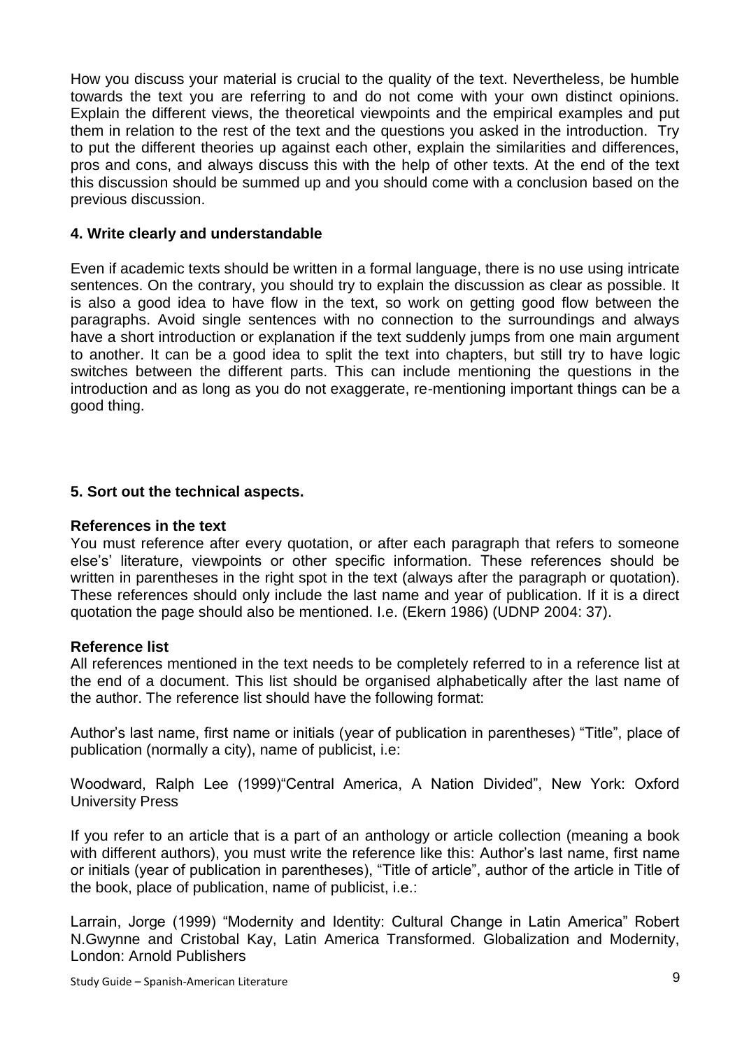How you discuss your material is crucial to the quality of the text. Nevertheless, be humble towards the text you are referring to and do not come with your own distinct opinions. Explain the different views, the theoretical viewpoints and the empirical examples and put them in relation to the rest of the text and the questions you asked in the introduction. Try to put the different theories up against each other, explain the similarities and differences, pros and cons, and always discuss this with the help of other texts. At the end of the text this discussion should be summed up and you should come with a conclusion based on the previous discussion.

**4. Write clearly and understandable**

Even if academic texts should be written in a formal language, there is no use using intricate sentences. On the contrary, you should try to explain the discussion as clear as possible. It is also a good idea to have flow in the text, so work on getting good flow between the paragraphs. Avoid single sentences with no connection to the surroundings and always have a short introduction or explanation if the text suddenly jumps from one main argument to another. It can be a good idea to split the text into chapters, but still try to have logic switches between the different parts. This can include mentioning the questions in the introduction and as long as you do not exaggerate, re-mentioning important things can be a good thing.

**5. Sort out the technical aspects.**

**References in the text**

You must reference after every quotation, or after each paragraph that refers to someone else's' literature, viewpoints or other specific information. These references should be written in parentheses in the right spot in the text (always after the paragraph or quotation). These references should only include the last name and year of publication. If it is a direct quotation the page should also be mentioned. I.e. (Ekern 1986) (UDNP 2004: 37).

**Reference list**

All references mentioned in the text needs to be completely referred to in a reference list at the end of a document. This list should be organised alphabetically after the last name of the author. The reference list should have the following format:

Author's last name, first name or initials (year of publication in parentheses) "Title", place of publication (normally a city), name of publicist, i.e:

Woodward, Ralph Lee (1999)"Central America, A Nation Divided", New York: Oxford University Press

If you refer to an article that is a part of an anthology or article collection (meaning a book with different authors), you must write the reference like this: Author's last name, first name or initials (year of publication in parentheses), "Title of article", author of the article in Title of the book, place of publication, name of publicist, i.e.:

Larrain, Jorge (1999) "Modernity and Identity: Cultural Change in Latin America" Robert N.Gwynne and Cristobal Kay, Latin America Transformed. Globalization and Modernity, London: Arnold Publishers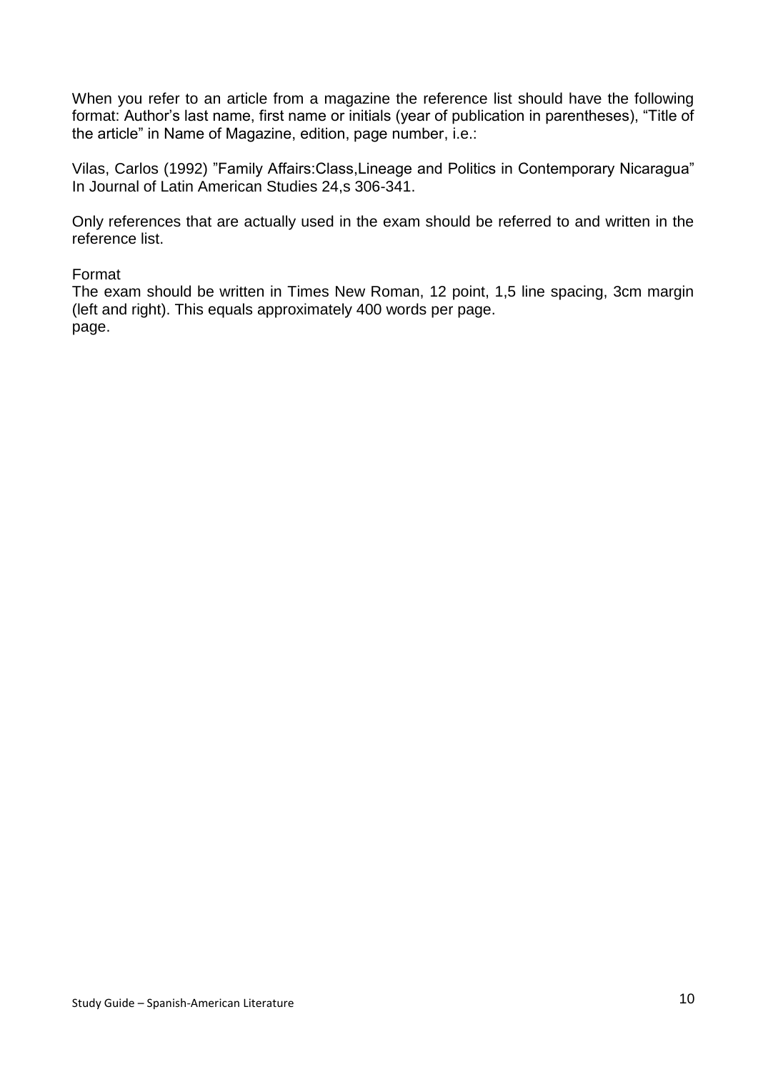When you refer to an article from a magazine the reference list should have the following format: Author's last name, first name or initials (year of publication in parentheses), "Title of the article" in Name of Magazine, edition, page number, i.e.:

Vilas, Carlos (1992) "Family Affairs:Class,Lineage and Politics in Contemporary Nicaragua" In Journal of Latin American Studies 24,s 306-341.

Only references that are actually used in the exam should be referred to and written in the reference list.

Format

The exam should be written in Times New Roman, 12 point, 1,5 line spacing, 3cm margin (left and right). This equals approximately 400 words per page.
page.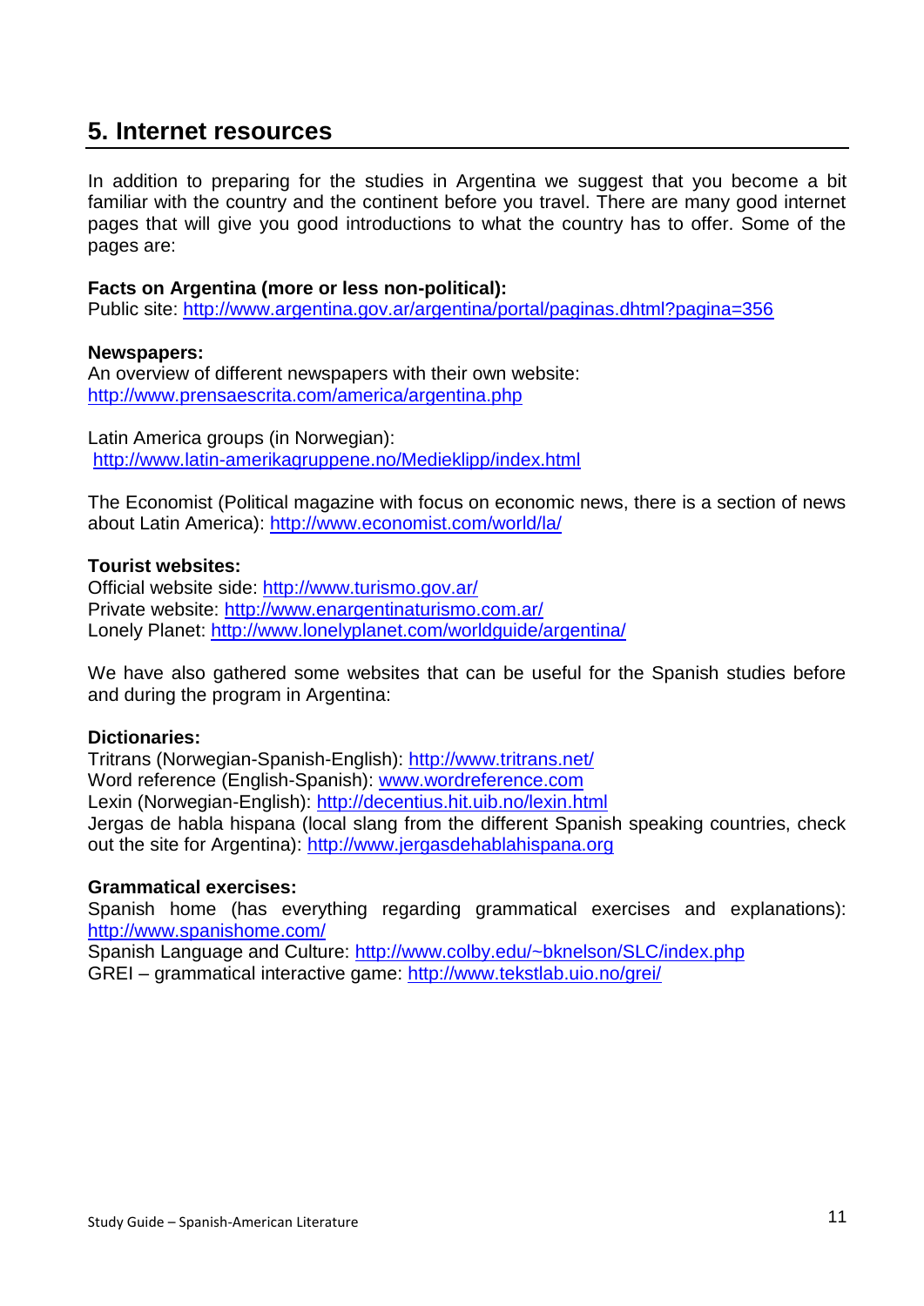## 5. Internet resources

In addition to preparing for the studies in Argentina we suggest that you become a bit familiar with the country and the continent before you travel. There are many good internet pages that will give you good introductions to what the country has to offer. Some of the pages are:

**Facts on Argentina (more or less non-political):**
Public site: http://www.argentina.gov.ar/argentina/portal/paginas.dhtml?pagina=356

**Newspapers:**
An overview of different newspapers with their own website:
http://www.prensaescrita.com/america/argentina.php

Latin America groups (in Norwegian):
http://www.latin-amerikagruppene.no/Medieklipp/index.html

The Economist (Political magazine with focus on economic news, there is a section of news about Latin America): http://www.economist.com/world/la/

**Tourist websites:**
Official website side: http://www.turismo.gov.ar/
Private website: http://www.enargentinaturismo.com.ar/
Lonely Planet: http://www.lonelyplanet.com/worldguide/argentina/

We have also gathered some websites that can be useful for the Spanish studies before and during the program in Argentina:

**Dictionaries:**
Tritrans (Norwegian-Spanish-English): http://www.tritrans.net/
Word reference (English-Spanish): www.wordreference.com
Lexin (Norwegian-English): http://decentius.hit.uib.no/lexin.html
Jergas de habla hispana (local slang from the different Spanish speaking countries, check out the site for Argentina): http://www.jergasdehablahispana.org

**Grammatical exercises:**
Spanish home (has everything regarding grammatical exercises and explanations): http://www.spanishome.com/
Spanish Language and Culture: http://www.colby.edu/~bknelson/SLC/index.php
GREI – grammatical interactive game: http://www.tekstlab.uio.no/grei/